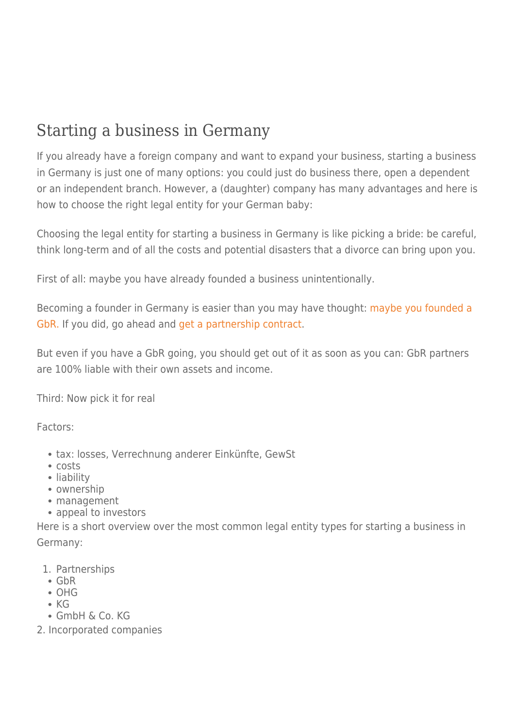# Starting a business in Germany

If you already have a foreign company and want to expand your business, starting a business in Germany is just one of many options: you could just do business there, open a dependent or an independent branch. However, a (daughter) company has many advantages and here is how to choose the right legal entity for your German baby:

Choosing the legal entity for starting a business in Germany is like picking a bride: be careful, think long-term and of all the costs and potential disasters that a divorce can bring upon you.

First of all: maybe you have already founded a business unintentionally.

Becoming a founder in Germany is easier than you may have thought: maybe you founded a GbR. If you did, go ahead and get a partnership contract.

But even if you have a GbR going, you should get out of it as soon as you can: GbR partners are 100% liable with their own assets and income.

Third: Now pick it for real

Factors:

- tax: losses, Verrechnung anderer Einkünfte, GewSt
- costs
- liability
- ownership
- management
- appeal to investors

Here is a short overview over the most common legal entity types for starting a business in Germany:

1. Partnerships
   - GbR
   - OHG
   - KG
   - GmbH & Co. KG
2. Incorporated companies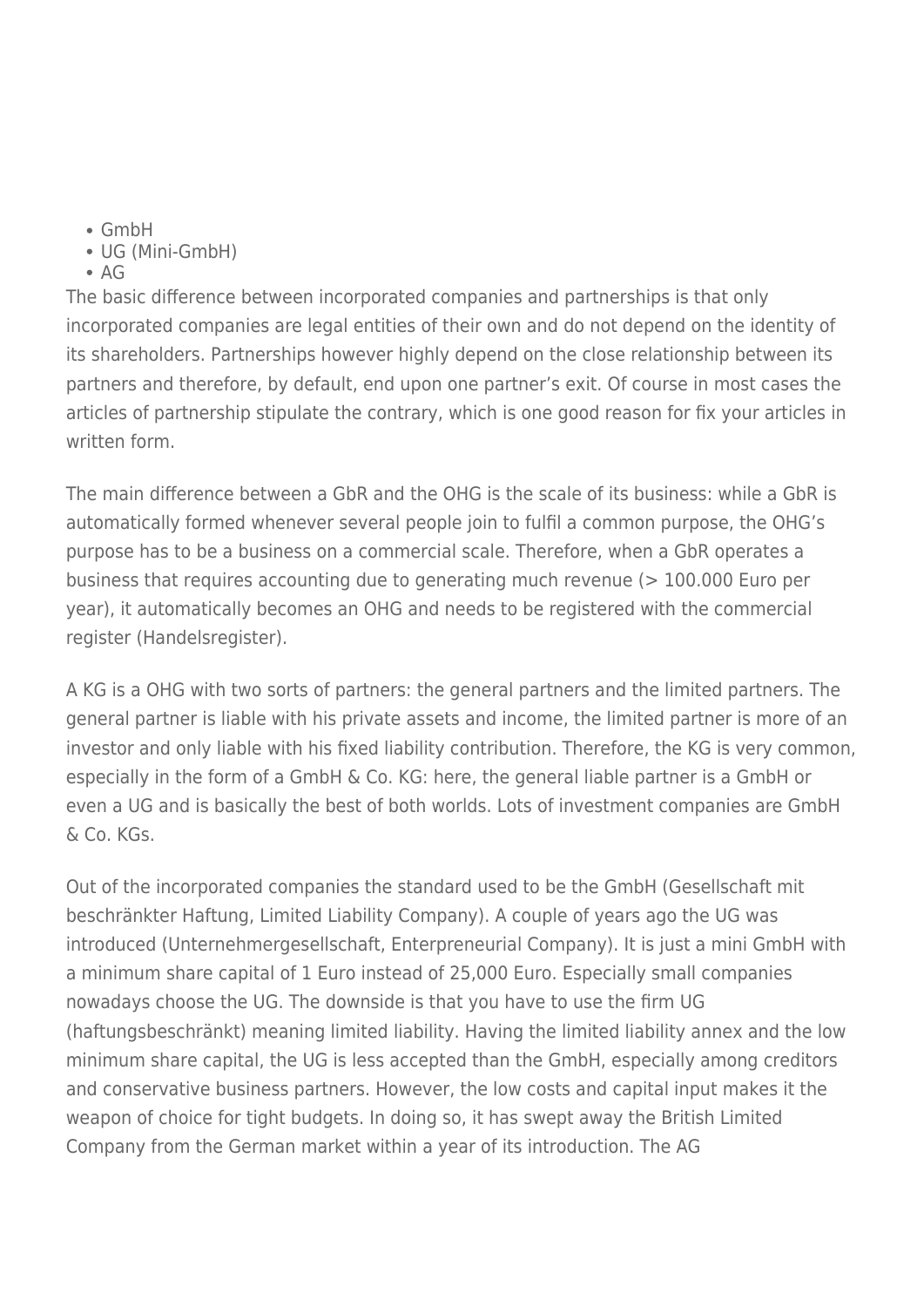- GmbH
- UG (Mini-GmbH)
- AG

The basic difference between incorporated companies and partnerships is that only incorporated companies are legal entities of their own and do not depend on the identity of its shareholders. Partnerships however highly depend on the close relationship between its partners and therefore, by default, end upon one partner's exit. Of course in most cases the articles of partnership stipulate the contrary, which is one good reason for fix your articles in written form.

The main difference between a GbR and the OHG is the scale of its business: while a GbR is automatically formed whenever several people join to fulfil a common purpose, the OHG's purpose has to be a business on a commercial scale. Therefore, when a GbR operates a business that requires accounting due to generating much revenue (> 100.000 Euro per year), it automatically becomes an OHG and needs to be registered with the commercial register (Handelsregister).

A KG is a OHG with two sorts of partners: the general partners and the limited partners. The general partner is liable with his private assets and income, the limited partner is more of an investor and only liable with his fixed liability contribution. Therefore, the KG is very common, especially in the form of a GmbH & Co. KG: here, the general liable partner is a GmbH or even a UG and is basically the best of both worlds. Lots of investment companies are GmbH & Co. KGs.

Out of the incorporated companies the standard used to be the GmbH (Gesellschaft mit beschränkter Haftung, Limited Liability Company). A couple of years ago the UG was introduced (Unternehmergesellschaft, Enterpreneurial Company). It is just a mini GmbH with a minimum share capital of 1 Euro instead of 25,000 Euro. Especially small companies nowadays choose the UG. The downside is that you have to use the firm UG (haftungsbeschränkt) meaning limited liability. Having the limited liability annex and the low minimum share capital, the UG is less accepted than the GmbH, especially among creditors and conservative business partners. However, the low costs and capital input makes it the weapon of choice for tight budgets. In doing so, it has swept away the British Limited Company from the German market within a year of its introduction. The AG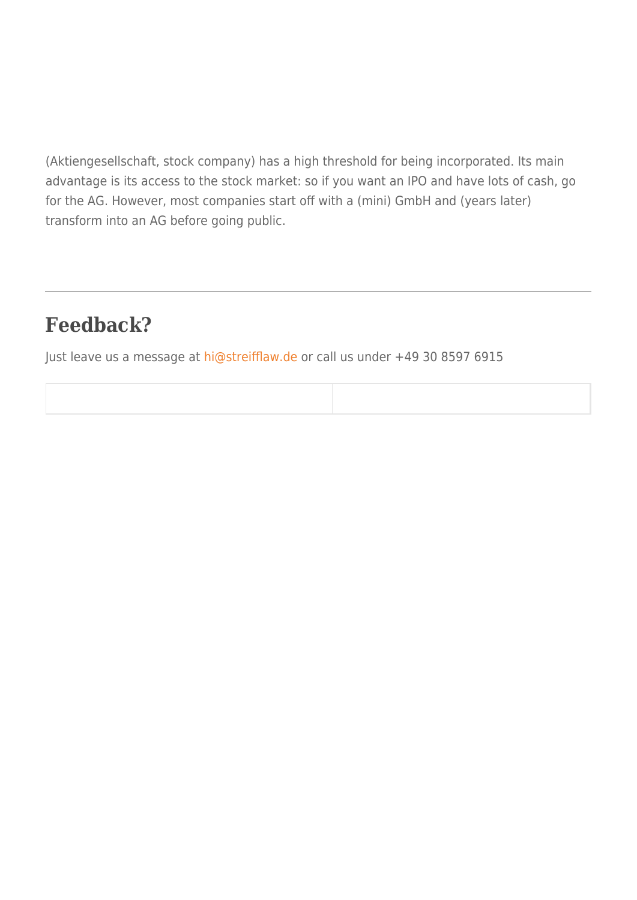(Aktiengesellschaft, stock company) has a high threshold for being incorporated. Its main advantage is its access to the stock market: so if you want an IPO and have lots of cash, go for the AG. However, most companies start off with a (mini) GmbH and (years later) transform into an AG before going public.

---

## Feedback?

Just leave us a message at hi@streifflaw.de or call us under +49 30 8597 6915